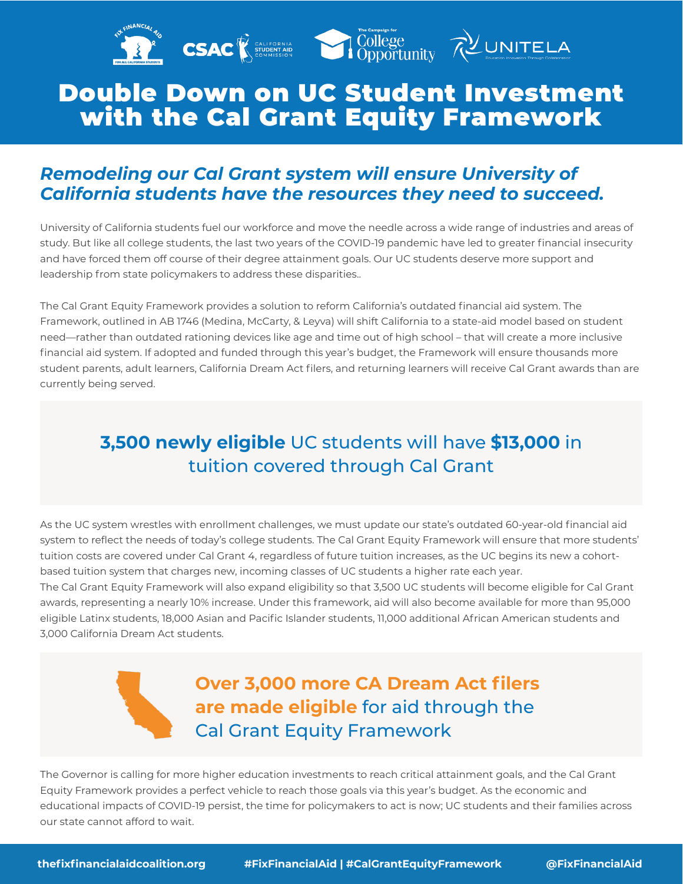# Double Down on UC Student Investment with the Cal Grant Equity Framework

## *Remodeling our Cal Grant system will ensure University of California students have the resources they need to succeed.*

University of California students fuel our workforce and move the needle across a wide range of industries and areas of study. But like all college students, the last two years of the COVID-19 pandemic have led to greater financial insecurity and have forced them off course of their degree attainment goals. Our UC students deserve more support and leadership from state policymakers to address these disparities..

The Cal Grant Equity Framework provides a solution to reform California's outdated financial aid system. The Framework, outlined in AB 1746 (Medina, McCarty, & Leyva) will shift California to a state-aid model based on student need—rather than outdated rationing devices like age and time out of high school – that will create a more inclusive financial aid system. If adopted and funded through this year's budget, the Framework will ensure thousands more student parents, adult learners, California Dream Act filers, and returning learners will receive Cal Grant awards than are currently being served.

**3,500 newly eligible** UC students will have **$13,000** in tuition covered through Cal Grant

As the UC system wrestles with enrollment challenges, we must update our state's outdated 60-year-old financial aid system to reflect the needs of today's college students. The Cal Grant Equity Framework will ensure that more students' tuition costs are covered under Cal Grant 4, regardless of future tuition increases, as the UC begins its new a cohort-based tuition system that charges new, incoming classes of UC students a higher rate each year.
The Cal Grant Equity Framework will also expand eligibility so that 3,500 UC students will become eligible for Cal Grant awards, representing a nearly 10% increase. Under this framework, aid will also become available for more than 95,000 eligible Latinx students, 18,000 Asian and Pacific Islander students, 11,000 additional African American students and 3,000 California Dream Act students.

**Over 3,000 more CA Dream Act filers are made eligible** for aid through the Cal Grant Equity Framework

The Governor is calling for more higher education investments to reach critical attainment goals, and the Cal Grant Equity Framework provides a perfect vehicle to reach those goals via this year's budget. As the economic and educational impacts of COVID-19 persist, the time for policymakers to act is now; UC students and their families across our state cannot afford to wait.

**thefixfinancialaidcoalition.org** **#FixFinancialAid | #CalGrantEquityFramework** **@FixFinancialAid**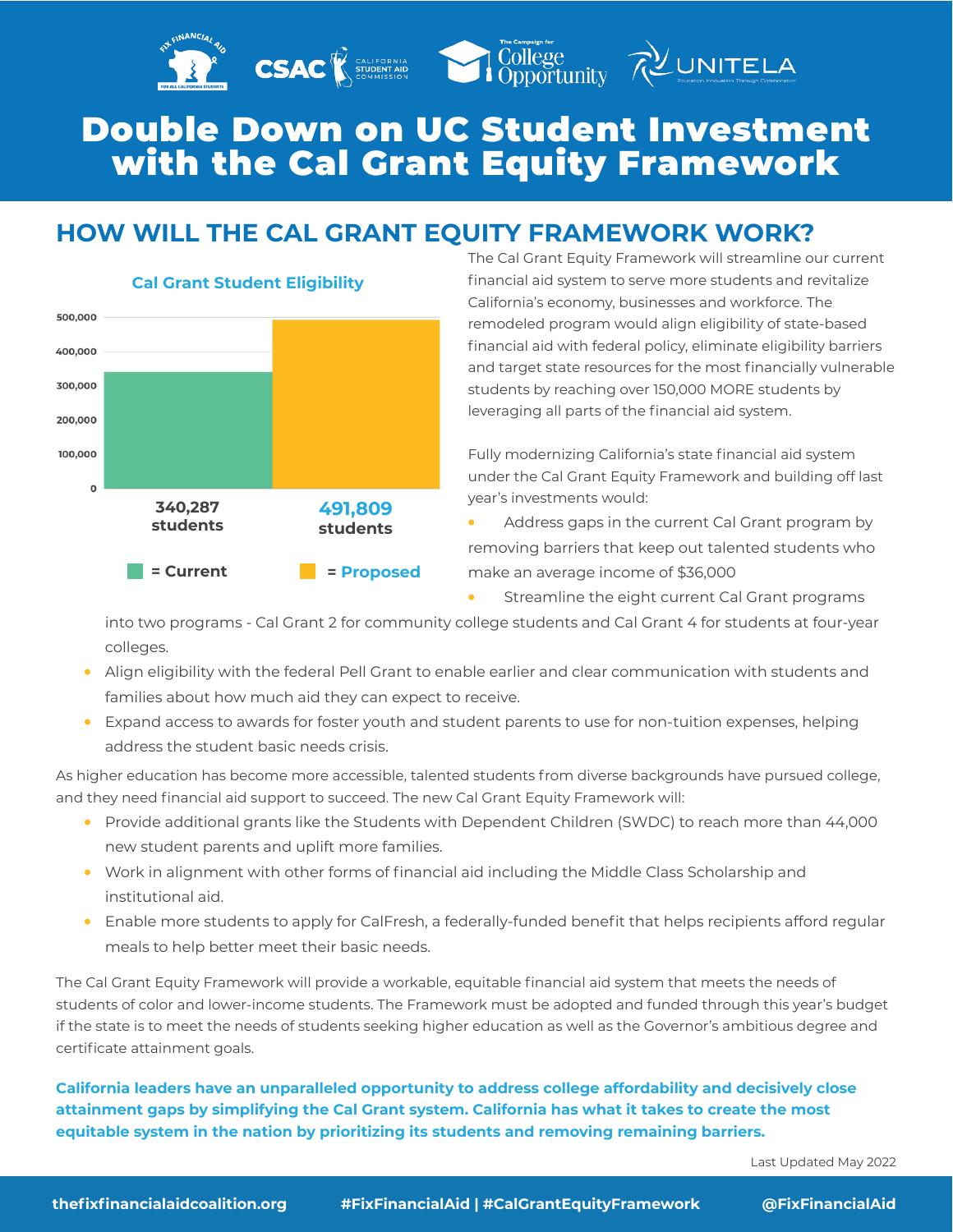# Double Down on UC Student Investment with the Cal Grant Equity Framework

## HOW WILL THE CAL GRANT EQUITY FRAMEWORK WORK?

Cal Grant Student Eligibility

500,000
400,000
300,000
200,000
100,000
0

340,287 students

491,809 students

= Current

= Proposed

The Cal Grant Equity Framework will streamline our current financial aid system to serve more students and revitalize California's economy, businesses and workforce. The remodeled program would align eligibility of state-based financial aid with federal policy, eliminate eligibility barriers and target state resources for the most financially vulnerable students by reaching over 150,000 MORE students by leveraging all parts of the financial aid system.

Fully modernizing California's state financial aid system under the Cal Grant Equity Framework and building off last year's investments would:

- Address gaps in the current Cal Grant program by removing barriers that keep out talented students who make an average income of $36,000
- Streamline the eight current Cal Grant programs into two programs - Cal Grant 2 for community college students and Cal Grant 4 for students at four-year colleges.
- Align eligibility with the federal Pell Grant to enable earlier and clear communication with students and families about how much aid they can expect to receive.
- Expand access to awards for foster youth and student parents to use for non-tuition expenses, helping address the student basic needs crisis.

As higher education has become more accessible, talented students from diverse backgrounds have pursued college, and they need financial aid support to succeed. The new Cal Grant Equity Framework will:

- Provide additional grants like the Students with Dependent Children (SWDC) to reach more than 44,000 new student parents and uplift more families.
- Work in alignment with other forms of financial aid including the Middle Class Scholarship and institutional aid.
- Enable more students to apply for CalFresh, a federally-funded benefit that helps recipients afford regular meals to help better meet their basic needs.

The Cal Grant Equity Framework will provide a workable, equitable financial aid system that meets the needs of students of color and lower-income students. The Framework must be adopted and funded through this year's budget if the state is to meet the needs of students seeking higher education as well as the Governor's ambitious degree and certificate attainment goals.

**California leaders have an unparalleled opportunity to address college affordability and decisively close attainment gaps by simplifying the Cal Grant system. California has what it takes to create the most equitable system in the nation by prioritizing its students and removing remaining barriers.**

Last Updated May 2022

thefixfinancialaidcoalition.org #FixFinancialAid | #CalGrantEquityFramework @FixFinancialAid